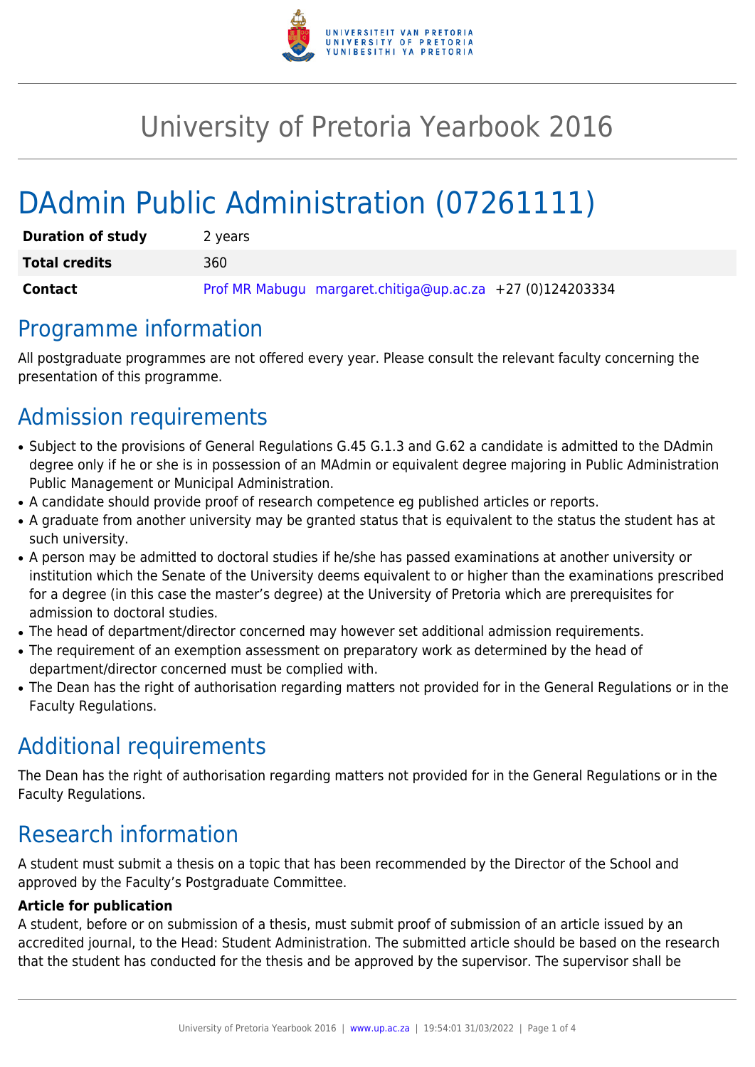# University of Pretoria Yearbook 2016

# DAdmin Public Administration (07261111)

| | |
|---|---|
| **Duration of study** | 2 years |
| **Total credits** | 360 |
| **Contact** | Prof MR Mabugu margaret.chitiga@up.ac.za +27 (0)124203334 |

## Programme information

All postgraduate programmes are not offered every year. Please consult the relevant faculty concerning the presentation of this programme.

## Admission requirements

- Subject to the provisions of General Regulations G.45 G.1.3 and G.62 a candidate is admitted to the DAdmin degree only if he or she is in possession of an MAdmin or equivalent degree majoring in Public Administration Public Management or Municipal Administration.
- A candidate should provide proof of research competence eg published articles or reports.
- A graduate from another university may be granted status that is equivalent to the status the student has at such university.
- A person may be admitted to doctoral studies if he/she has passed examinations at another university or institution which the Senate of the University deems equivalent to or higher than the examinations prescribed for a degree (in this case the master's degree) at the University of Pretoria which are prerequisites for admission to doctoral studies.
- The head of department/director concerned may however set additional admission requirements.
- The requirement of an exemption assessment on preparatory work as determined by the head of department/director concerned must be complied with.
- The Dean has the right of authorisation regarding matters not provided for in the General Regulations or in the Faculty Regulations.

## Additional requirements

The Dean has the right of authorisation regarding matters not provided for in the General Regulations or in the Faculty Regulations.

## Research information

A student must submit a thesis on a topic that has been recommended by the Director of the School and approved by the Faculty's Postgraduate Committee.

**Article for publication**

A student, before or on submission of a thesis, must submit proof of submission of an article issued by an accredited journal, to the Head: Student Administration. The submitted article should be based on the research that the student has conducted for the thesis and be approved by the supervisor. The supervisor shall be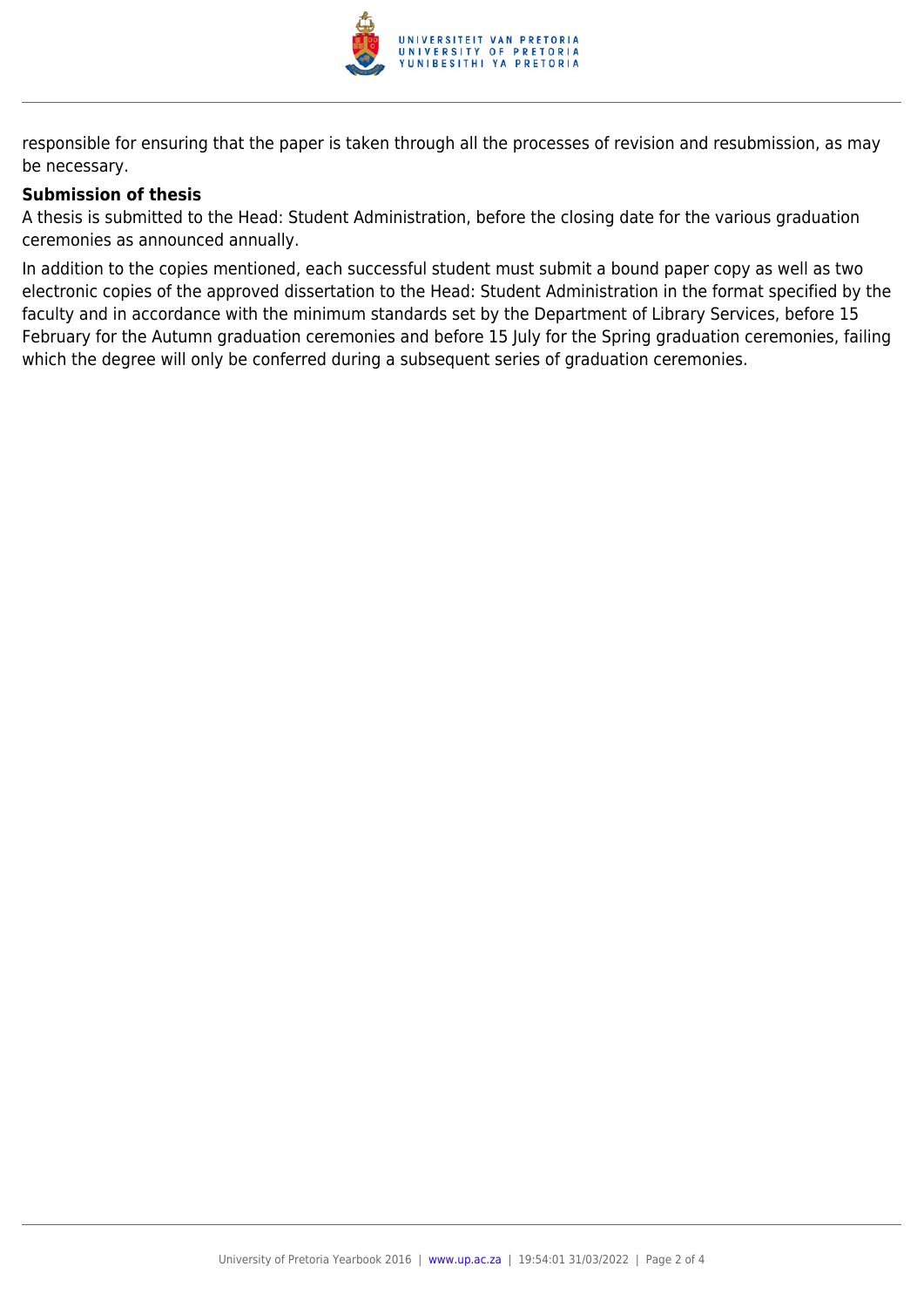responsible for ensuring that the paper is taken through all the processes of revision and resubmission, as may be necessary.

**Submission of thesis**

A thesis is submitted to the Head: Student Administration, before the closing date for the various graduation ceremonies as announced annually.

In addition to the copies mentioned, each successful student must submit a bound paper copy as well as two electronic copies of the approved dissertation to the Head: Student Administration in the format specified by the faculty and in accordance with the minimum standards set by the Department of Library Services, before 15 February for the Autumn graduation ceremonies and before 15 July for the Spring graduation ceremonies, failing which the degree will only be conferred during a subsequent series of graduation ceremonies.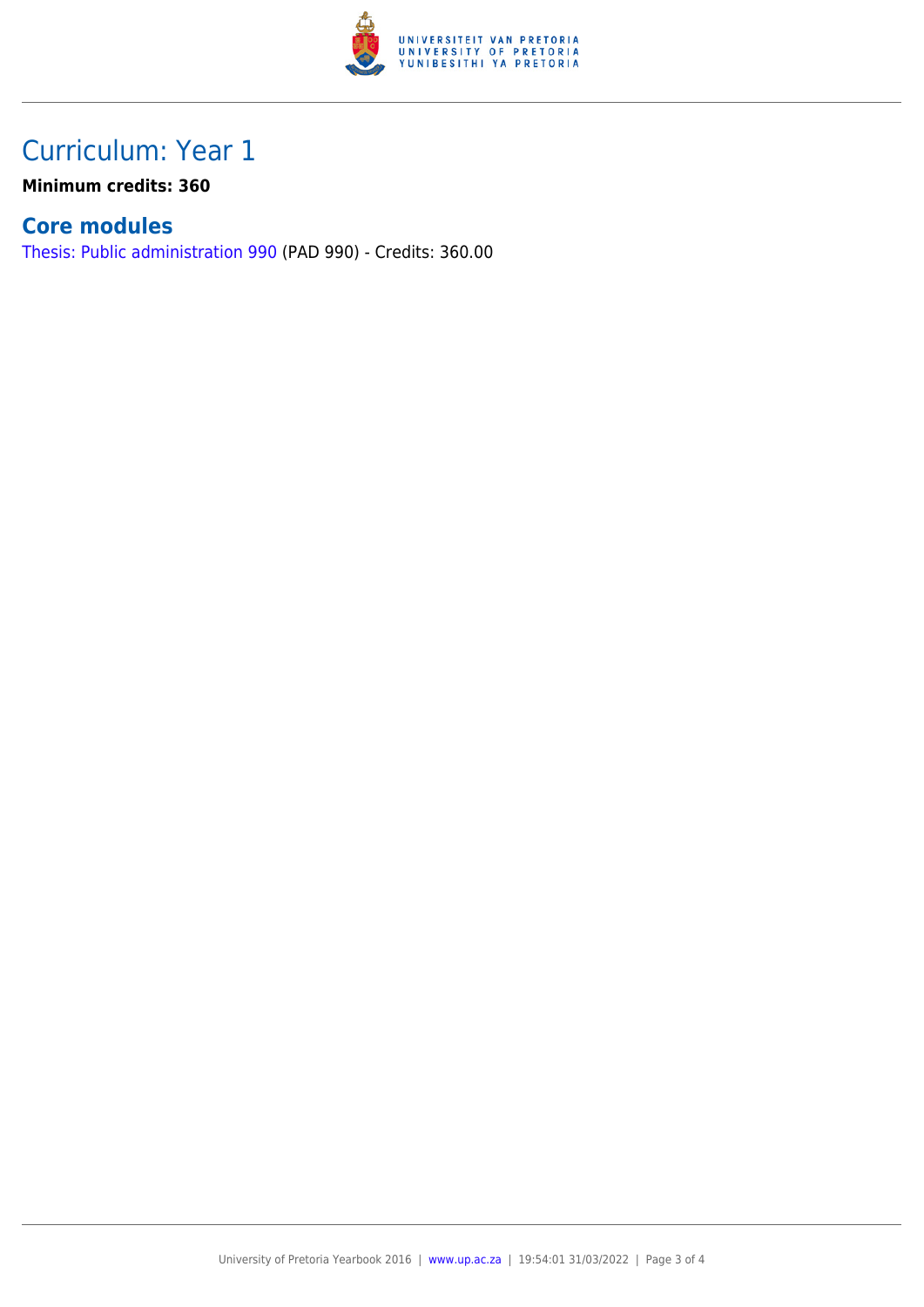## Curriculum: Year 1

**Minimum credits: 360**

### Core modules

Thesis: Public administration 990 (PAD 990) - Credits: 360.00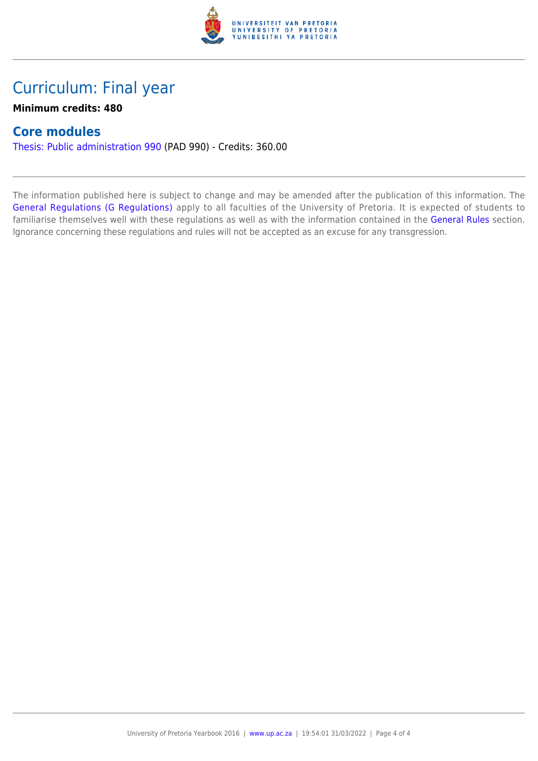# Curriculum: Final year

**Minimum credits: 480**

## Core modules

Thesis: Public administration 990 (PAD 990) - Credits: 360.00

The information published here is subject to change and may be amended after the publication of this information. The General Regulations (G Regulations) apply to all faculties of the University of Pretoria. It is expected of students to familiarise themselves well with these regulations as well as with the information contained in the General Rules section. Ignorance concerning these regulations and rules will not be accepted as an excuse for any transgression.